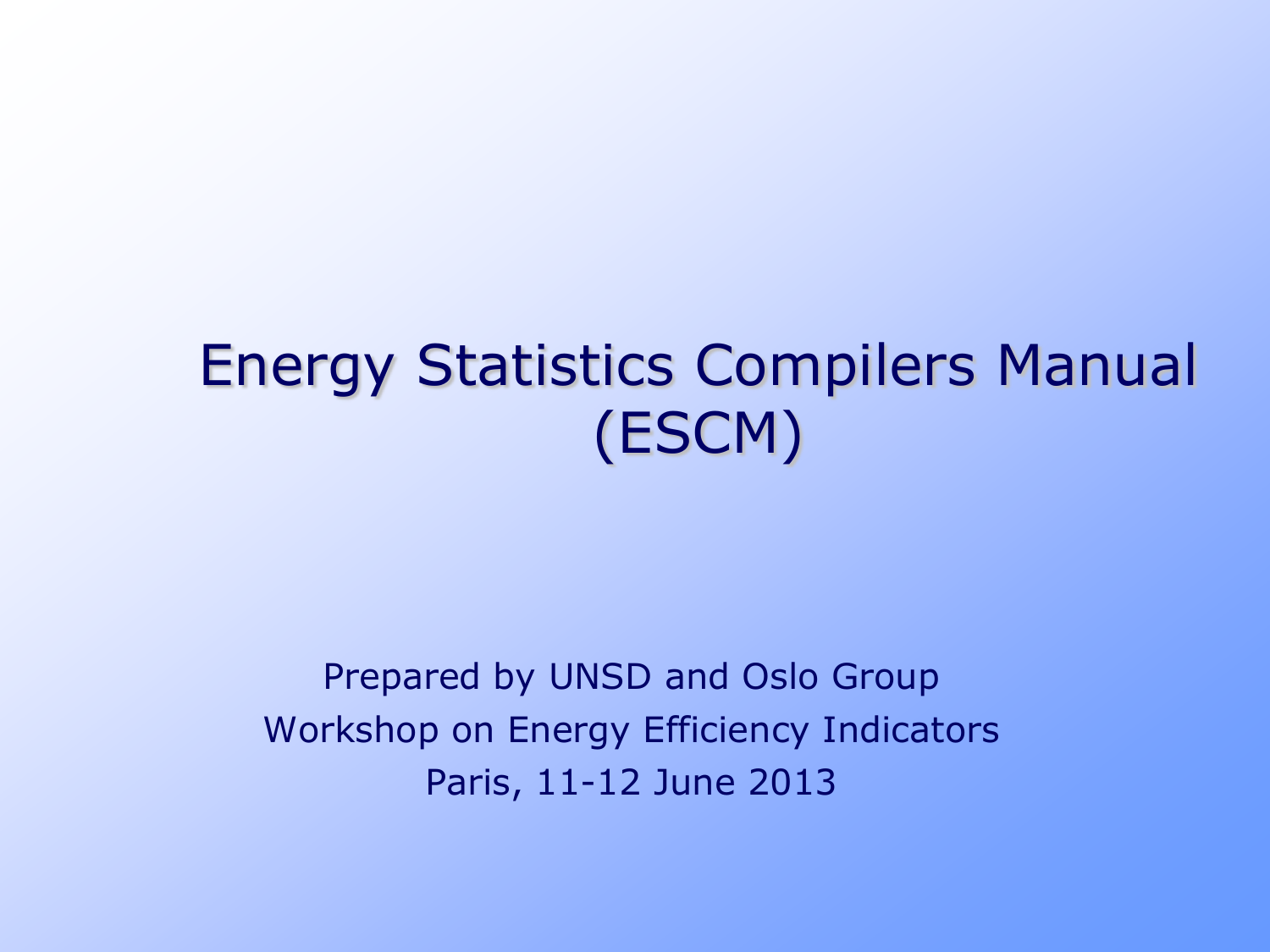# Energy Statistics Compilers Manual (ESCM)

Prepared by UNSD and Oslo Group

Workshop on Energy Efficiency Indicators

Paris, 11-12 June 2013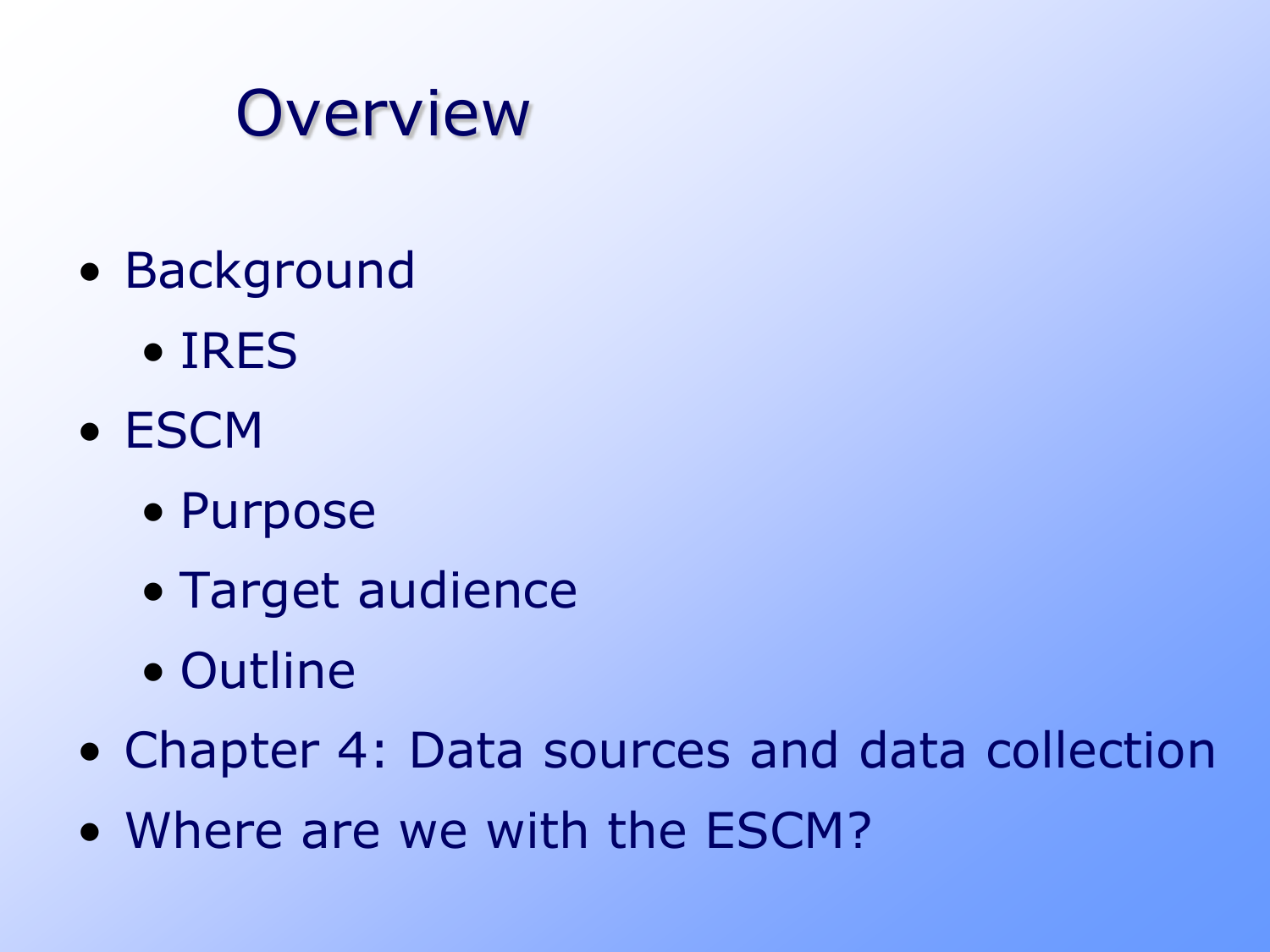# Overview

- Background
  - IRES
- ESCM
  - Purpose
  - Target audience
  - Outline
- Chapter 4: Data sources and data collection
- Where are we with the ESCM?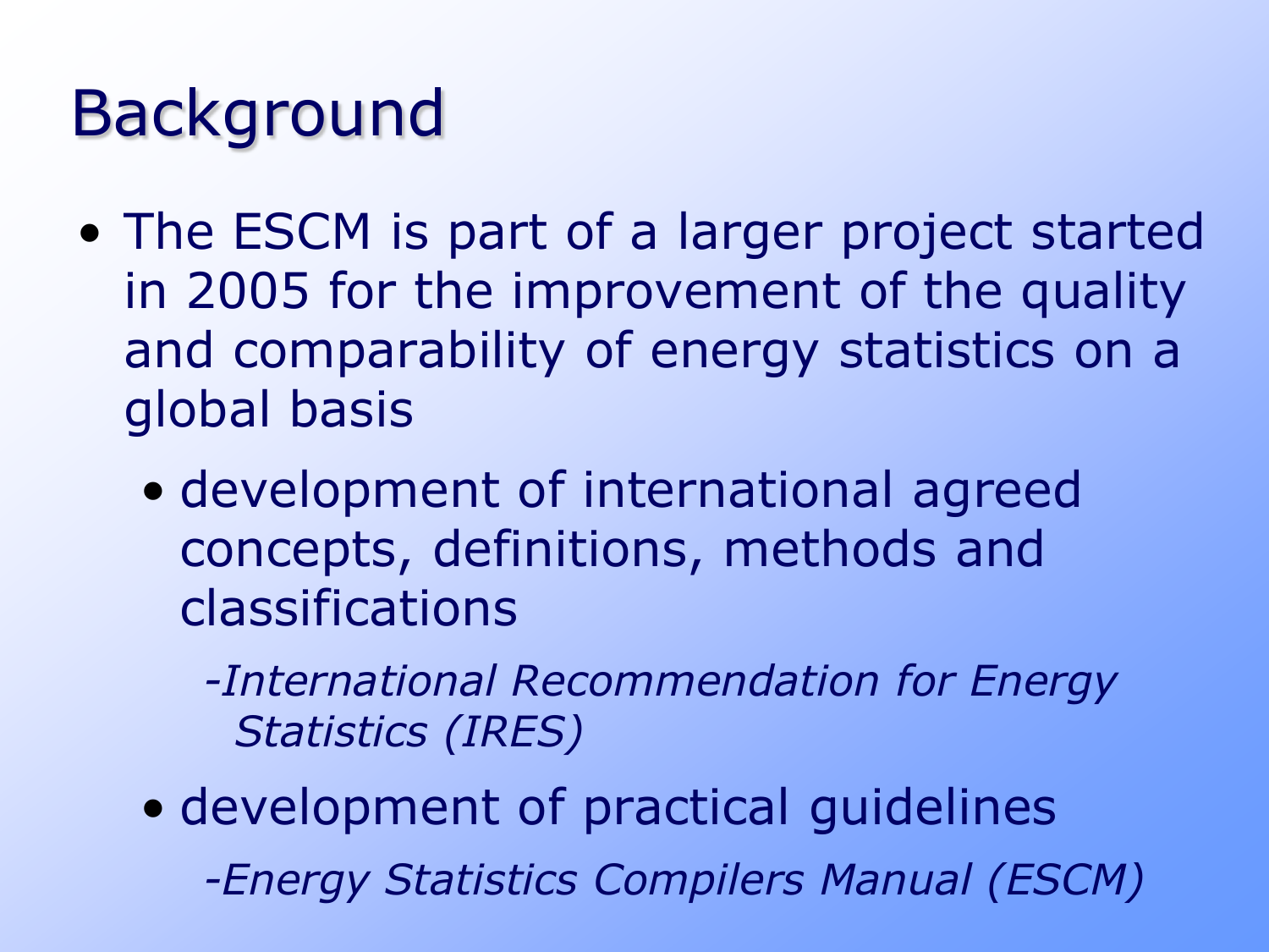# Background

- The ESCM is part of a larger project started in 2005 for the improvement of the quality and comparability of energy statistics on a global basis
  - development of international agreed concepts, definitions, methods and classifications

    *-International Recommendation for Energy Statistics (IRES)*

  - development of practical guidelines

    *-Energy Statistics Compilers Manual (ESCM)*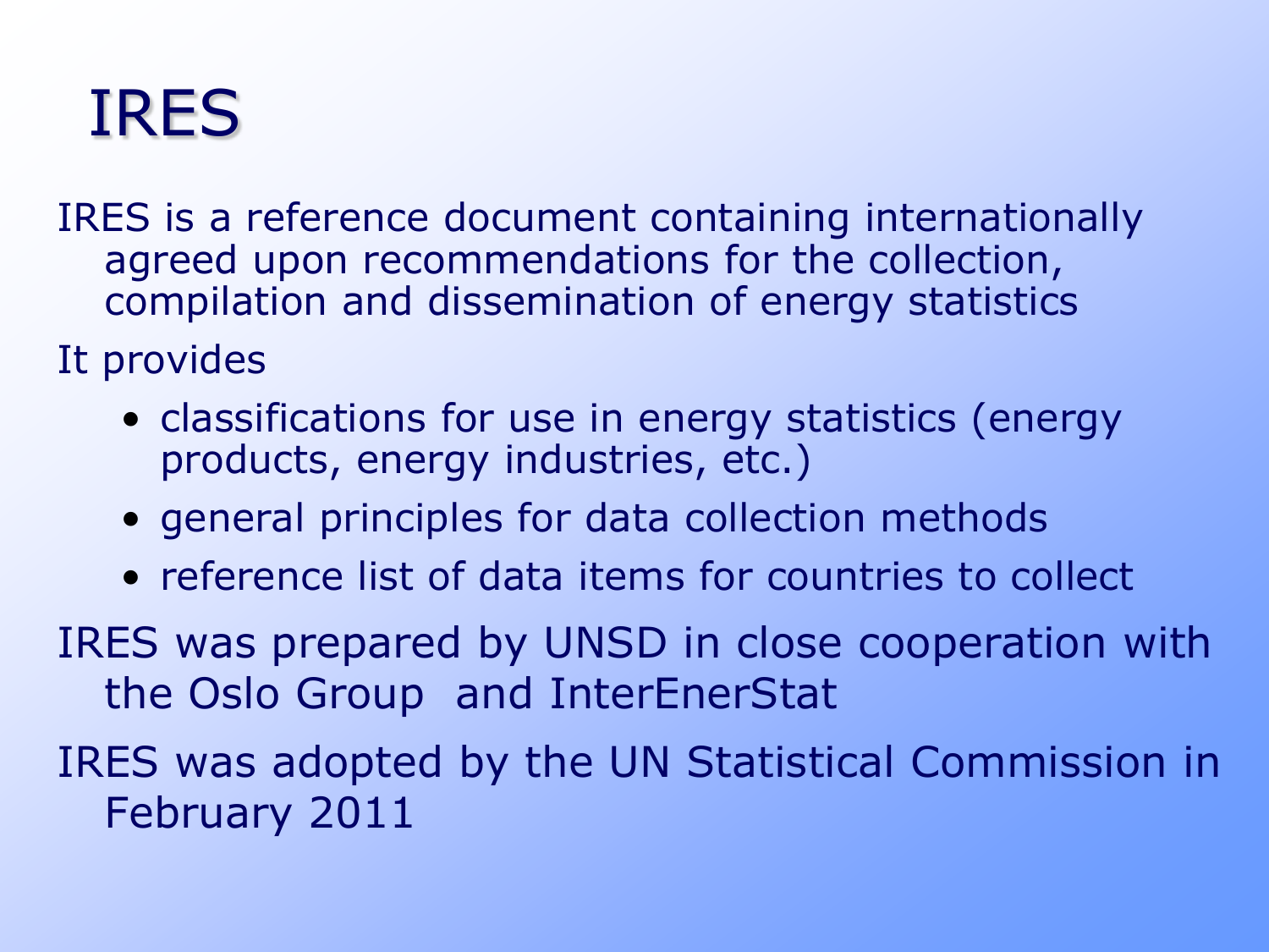# IRES

IRES is a reference document containing internationally agreed upon recommendations for the collection, compilation and dissemination of energy statistics

It provides

- classifications for use in energy statistics (energy products, energy industries, etc.)
- general principles for data collection methods
- reference list of data items for countries to collect

IRES was prepared by UNSD in close cooperation with the Oslo Group and InterEnerStat

IRES was adopted by the UN Statistical Commission in February 2011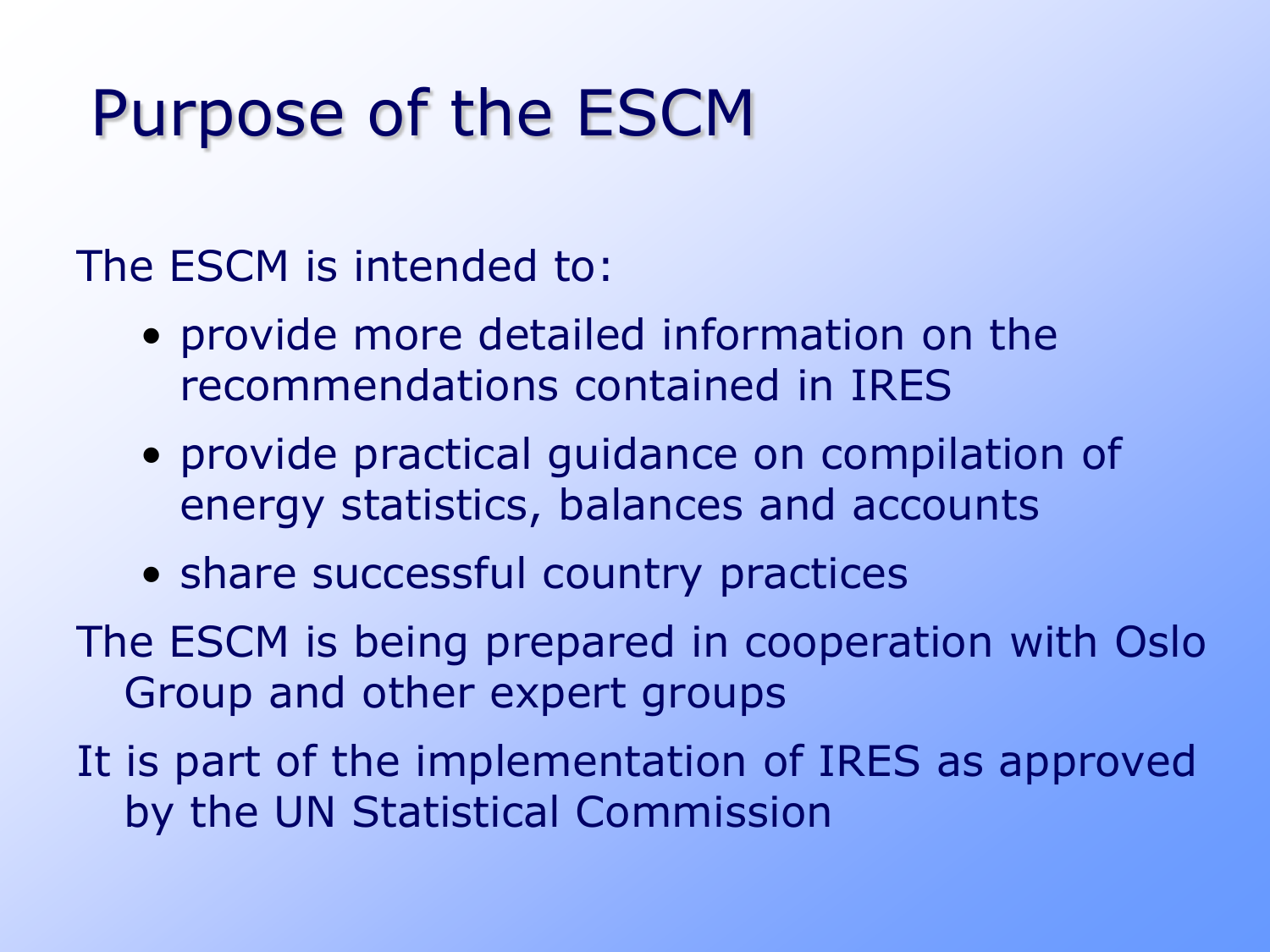# Purpose of the ESCM

The ESCM is intended to:

- provide more detailed information on the recommendations contained in IRES
- provide practical guidance on compilation of energy statistics, balances and accounts
- share successful country practices

The ESCM is being prepared in cooperation with Oslo Group and other expert groups

It is part of the implementation of IRES as approved by the UN Statistical Commission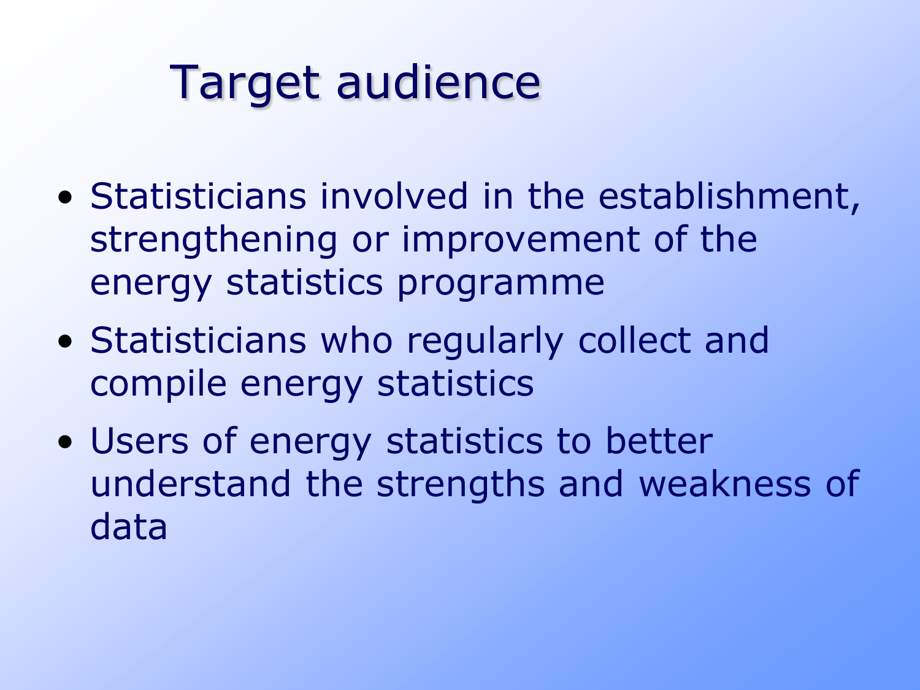# Target audience

- Statisticians involved in the establishment, strengthening or improvement of the energy statistics programme
- Statisticians who regularly collect and compile energy statistics
- Users of energy statistics to better understand the strengths and weakness of data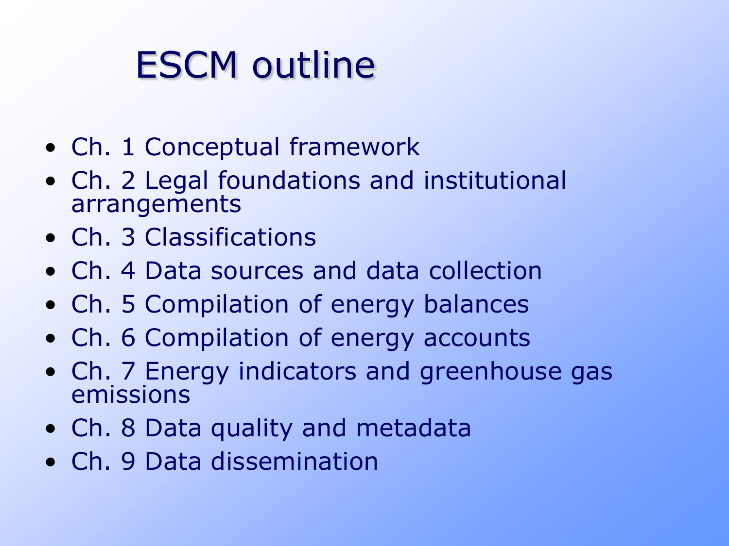# ESCM outline

- Ch. 1 Conceptual framework
- Ch. 2 Legal foundations and institutional arrangements
- Ch. 3 Classifications
- Ch. 4 Data sources and data collection
- Ch. 5 Compilation of energy balances
- Ch. 6 Compilation of energy accounts
- Ch. 7 Energy indicators and greenhouse gas emissions
- Ch. 8 Data quality and metadata
- Ch. 9 Data dissemination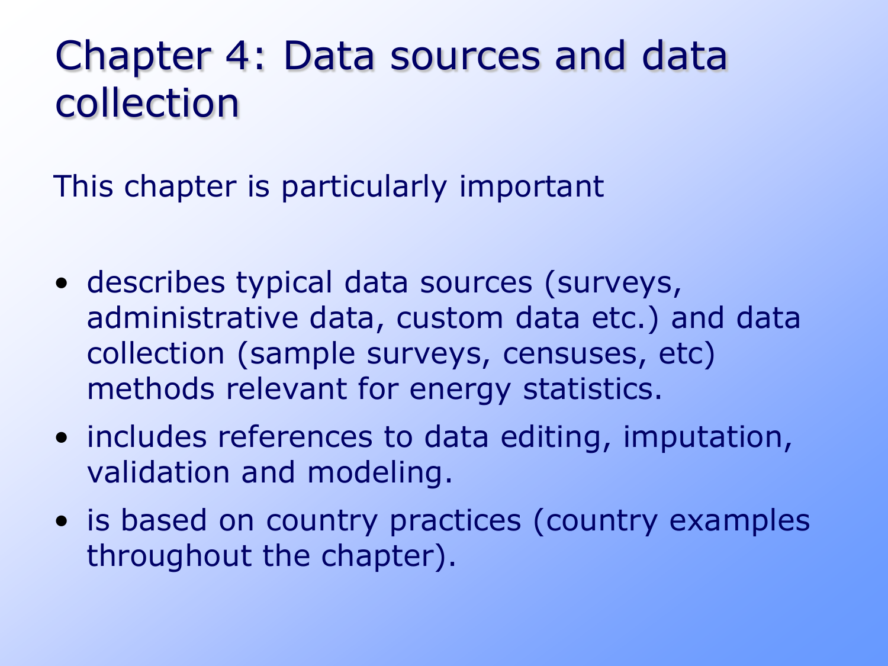# Chapter 4: Data sources and data collection

This chapter is particularly important

- describes typical data sources (surveys, administrative data, custom data etc.) and data collection (sample surveys, censuses, etc) methods relevant for energy statistics.
- includes references to data editing, imputation, validation and modeling.
- is based on country practices (country examples throughout the chapter).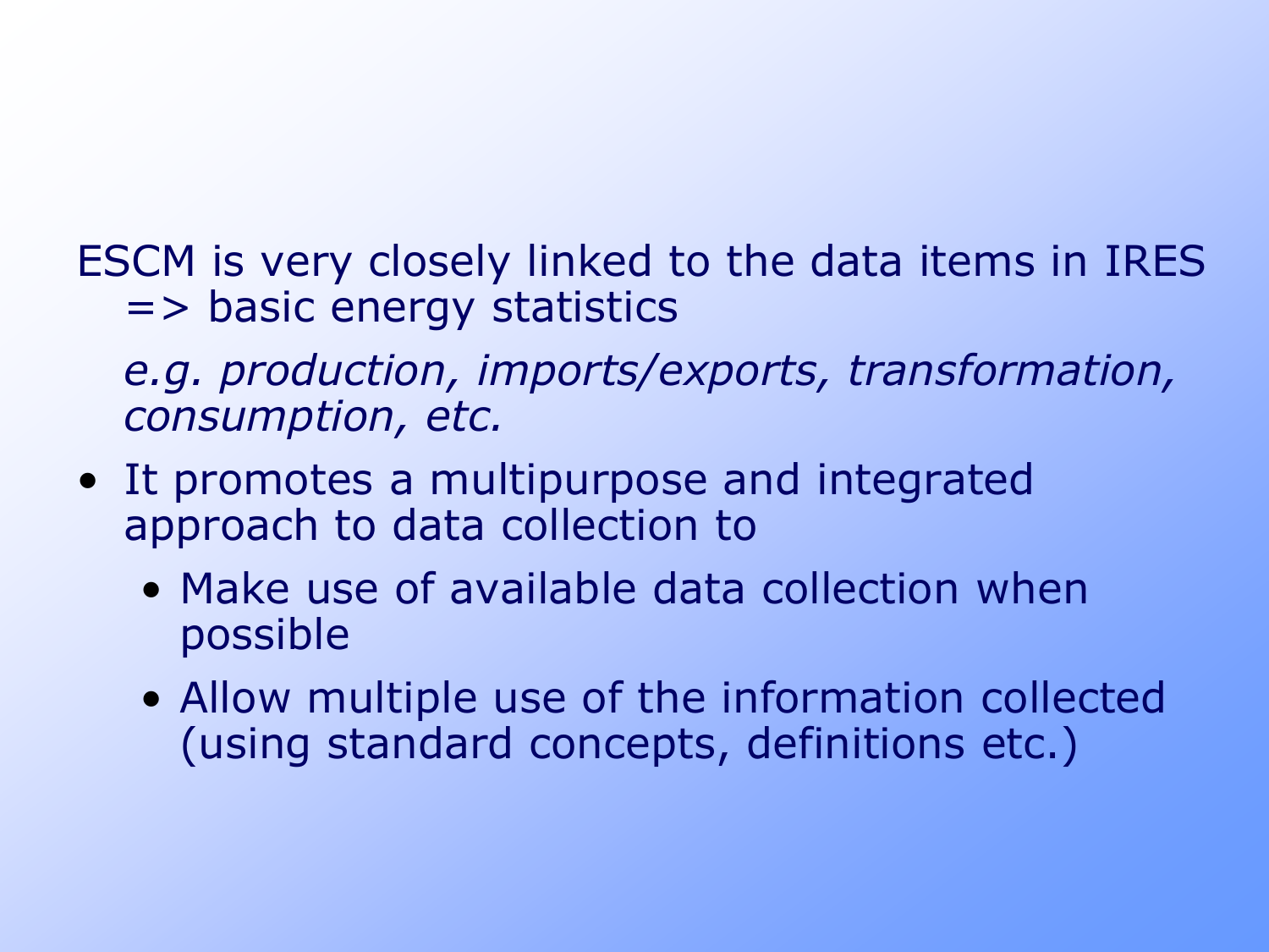ESCM is very closely linked to the data items in IRES => basic energy statistics

*e.g. production, imports/exports, transformation, consumption, etc.*

- It promotes a multipurpose and integrated approach to data collection to
  - Make use of available data collection when possible
  - Allow multiple use of the information collected (using standard concepts, definitions etc.)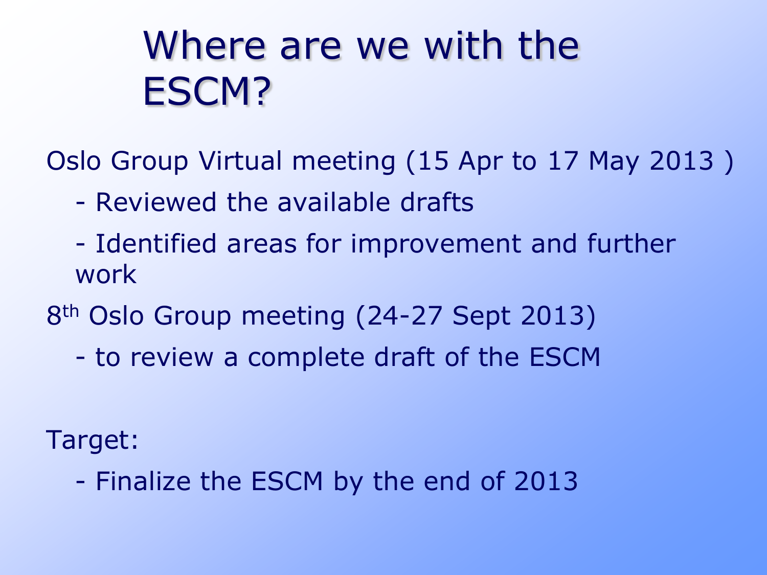# Where are we with the ESCM?

Oslo Group Virtual meeting (15 Apr to 17 May 2013 )

- Reviewed the available drafts
- Identified areas for improvement and further work

8th Oslo Group meeting (24-27 Sept 2013)

- to review a complete draft of the ESCM

Target:

- Finalize the ESCM by the end of 2013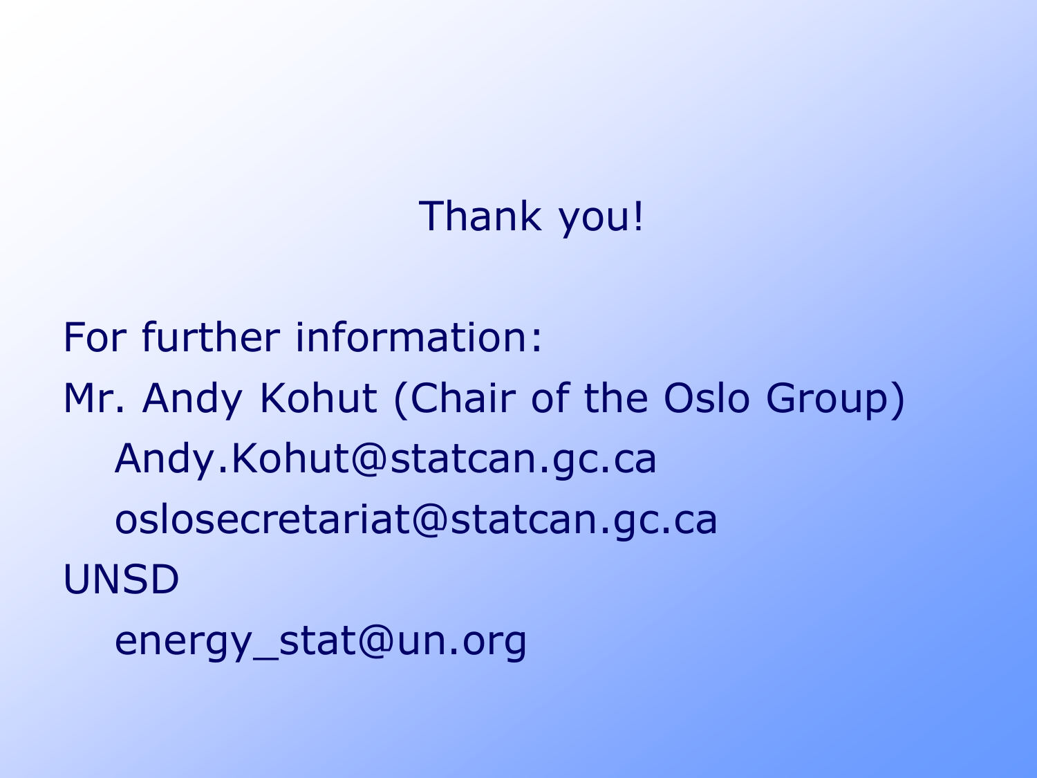Thank you!

For further information:

Mr. Andy Kohut (Chair of the Oslo Group)

Andy.Kohut@statcan.gc.ca

oslosecretariat@statcan.gc.ca

UNSD

energy_stat@un.org